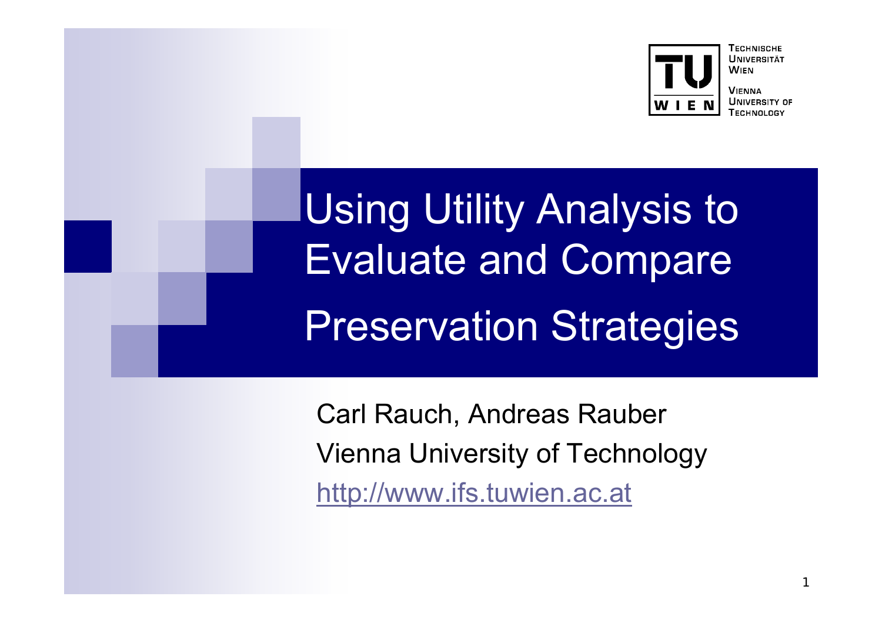TECHNISCHE UNIVERSITÄT WIEN

VIENNA UNIVERSITY OF TECHNOLOGY

# Using Utility Analysis to Evaluate and Compare Preservation Strategies

Carl Rauch, Andreas Rauber

Vienna University of Technology

http://www.ifs.tuwien.ac.at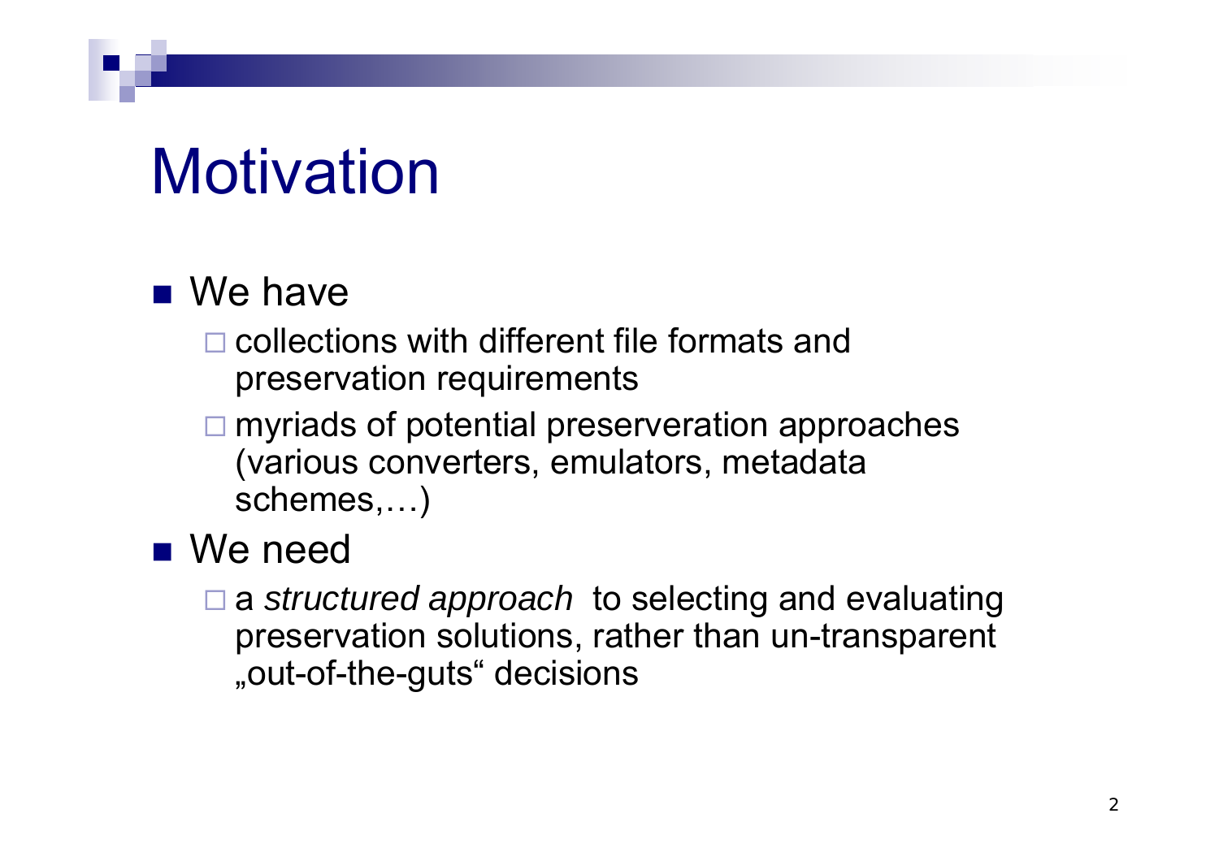# Motivation

- We have
  - collections with different file formats and preservation requirements
  - myriads of potential preservation approaches (various converters, emulators, metadata schemes,…)
- We need
  - a *structured approach* to selecting and evaluating preservation solutions, rather than un-transparent „out-of-the-guts" decisions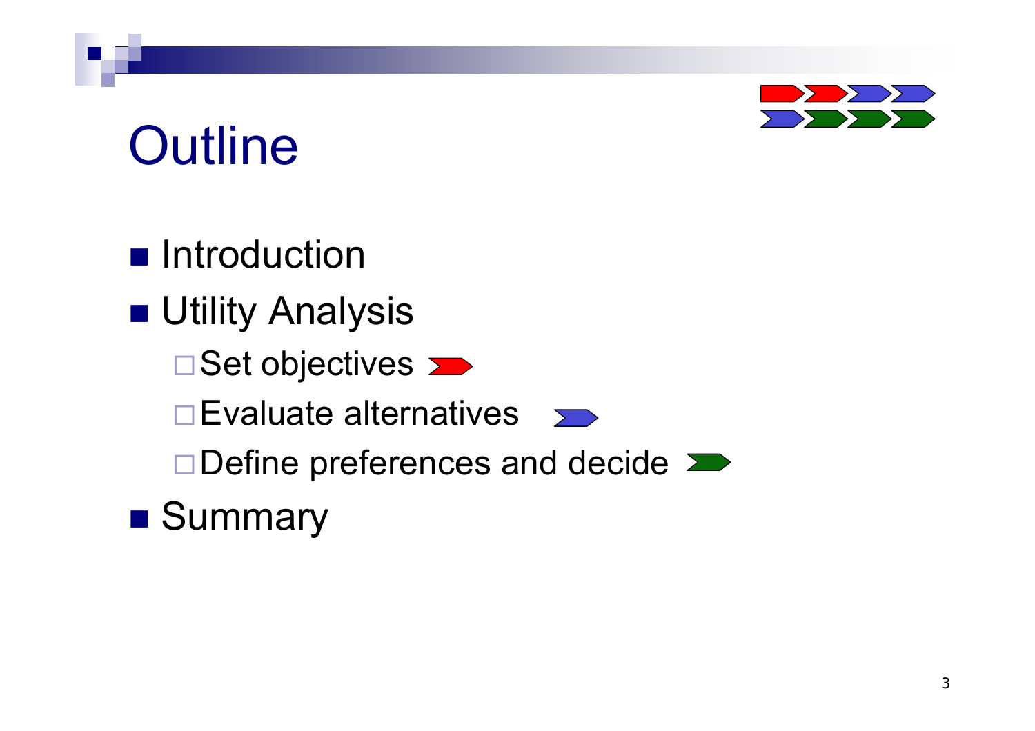# Outline

- Introduction
- Utility Analysis
  - Set objectives
  - Evaluate alternatives
  - Define preferences and decide
- Summary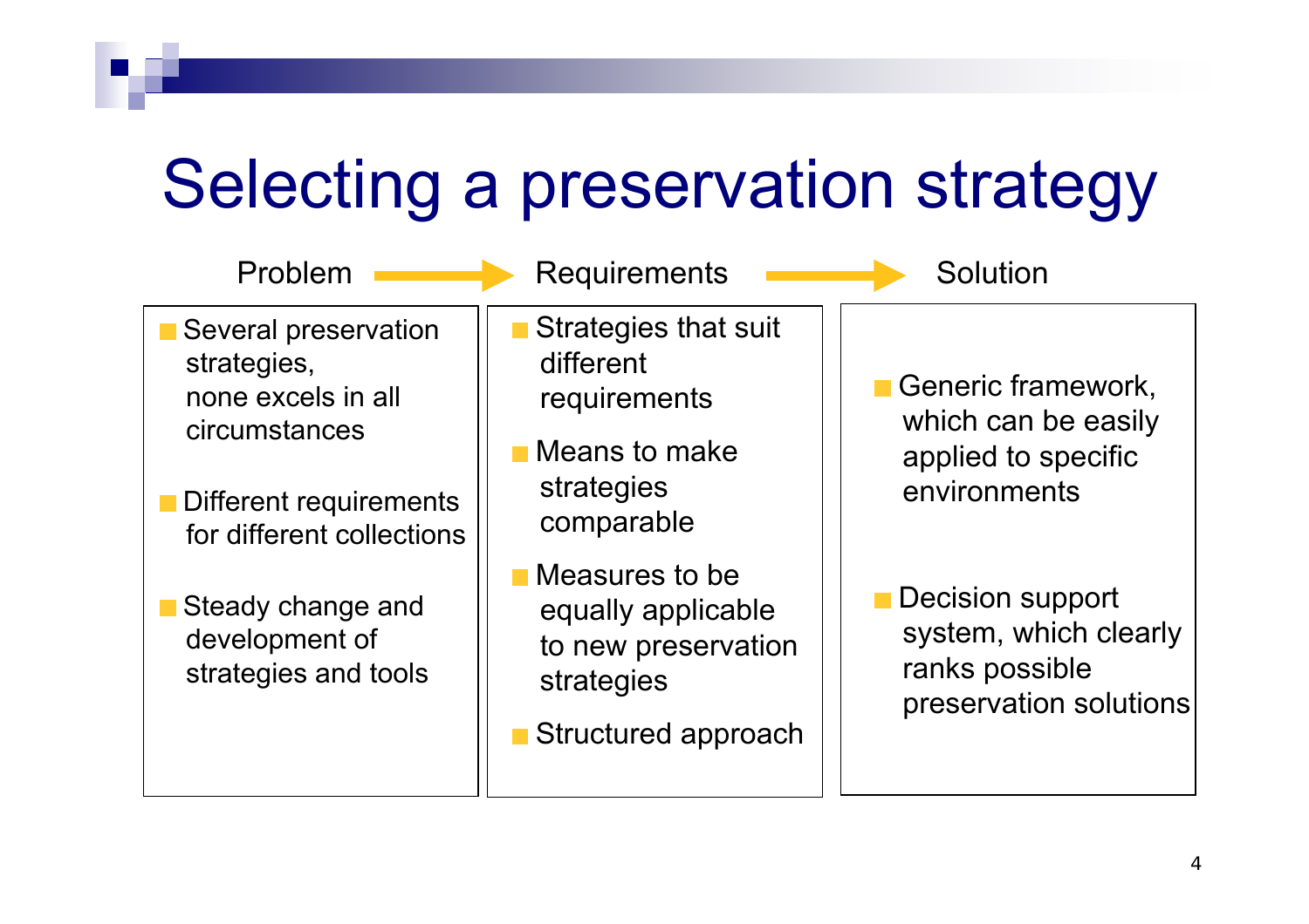# Selecting a preservation strategy

**Problem** → **Requirements** → **Solution**

### Problem

- Several preservation strategies, none excels in all circumstances
- Different requirements for different collections
- Steady change and development of strategies and tools

### Requirements

- Strategies that suit different requirements
- Means to make strategies comparable
- Measures to be equally applicable to new preservation strategies
- Structured approach

### Solution

- Generic framework, which can be easily applied to specific environments
- Decision support system, which clearly ranks possible preservation solutions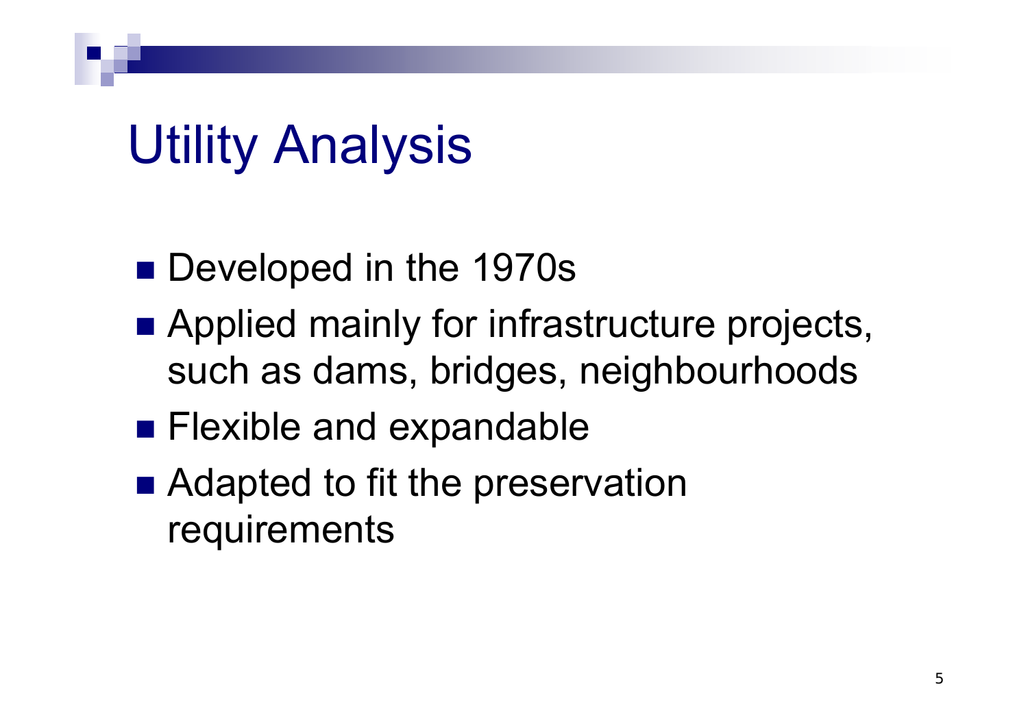# Utility Analysis

- Developed in the 1970s
- Applied mainly for infrastructure projects, such as dams, bridges, neighbourhoods
- Flexible and expandable
- Adapted to fit the preservation requirements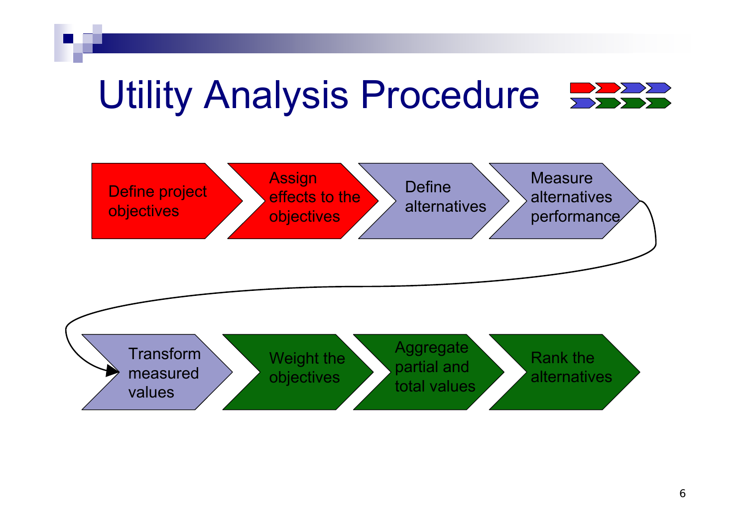# Utility Analysis Procedure

1. Define project objectives
2. Assign effects to the objectives
3. Define alternatives
4. Measure alternatives performance
5. Transform measured values
6. Weight the objectives
7. Aggregate partial and total values
8. Rank the alternatives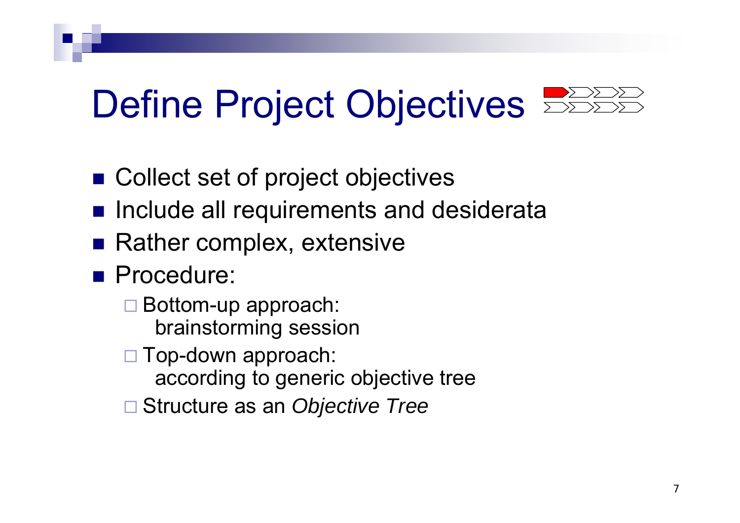# Define Project Objectives

- Collect set of project objectives
- Include all requirements and desiderata
- Rather complex, extensive
- Procedure:
  - Bottom-up approach:
    brainstorming session
  - Top-down approach:
    according to generic objective tree
  - Structure as an *Objective Tree*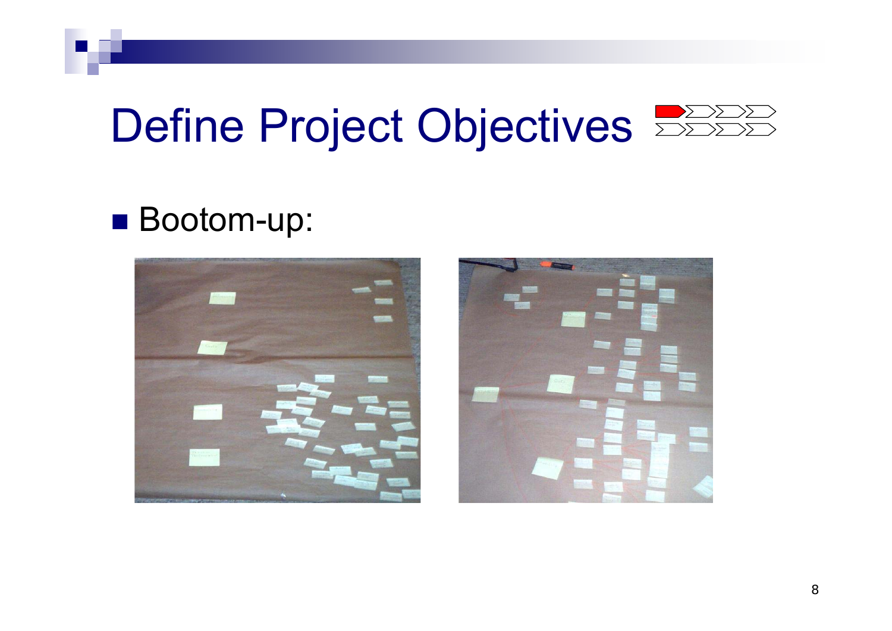# Define Project Objectives

- Bootom-up: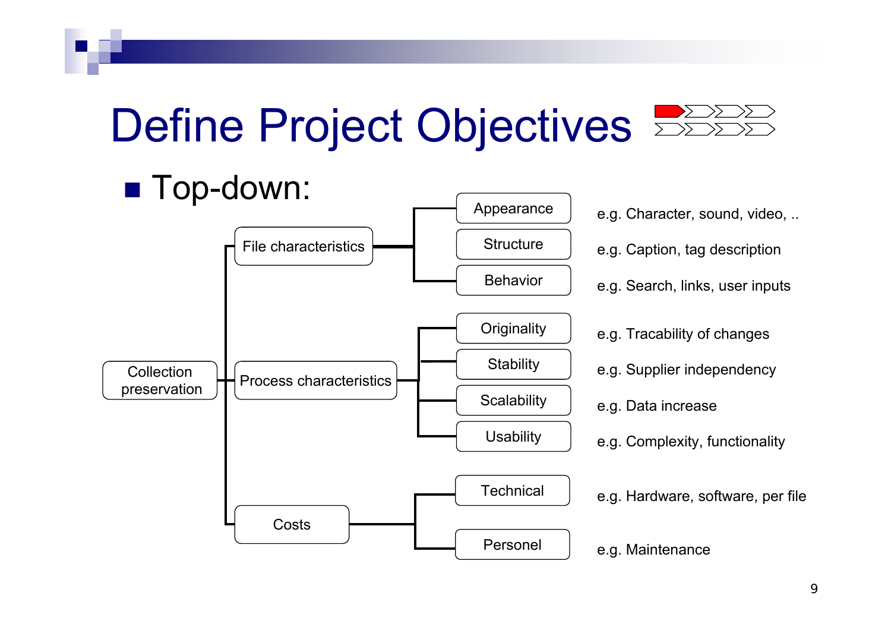# Define Project Objectives

- Top-down:

- Collection preservation
  - File characteristics
    - Appearance — e.g. Character, sound, video, ..
    - Structure — e.g. Caption, tag description
    - Behavior — e.g. Search, links, user inputs
  - Process characteristics
    - Originality — e.g. Tracability of changes
    - Stability — e.g. Supplier independency
    - Scalability — e.g. Data increase
    - Usability — e.g. Complexity, functionality
  - Costs
    - Technical — e.g. Hardware, software, per file
    - Personel — e.g. Maintenance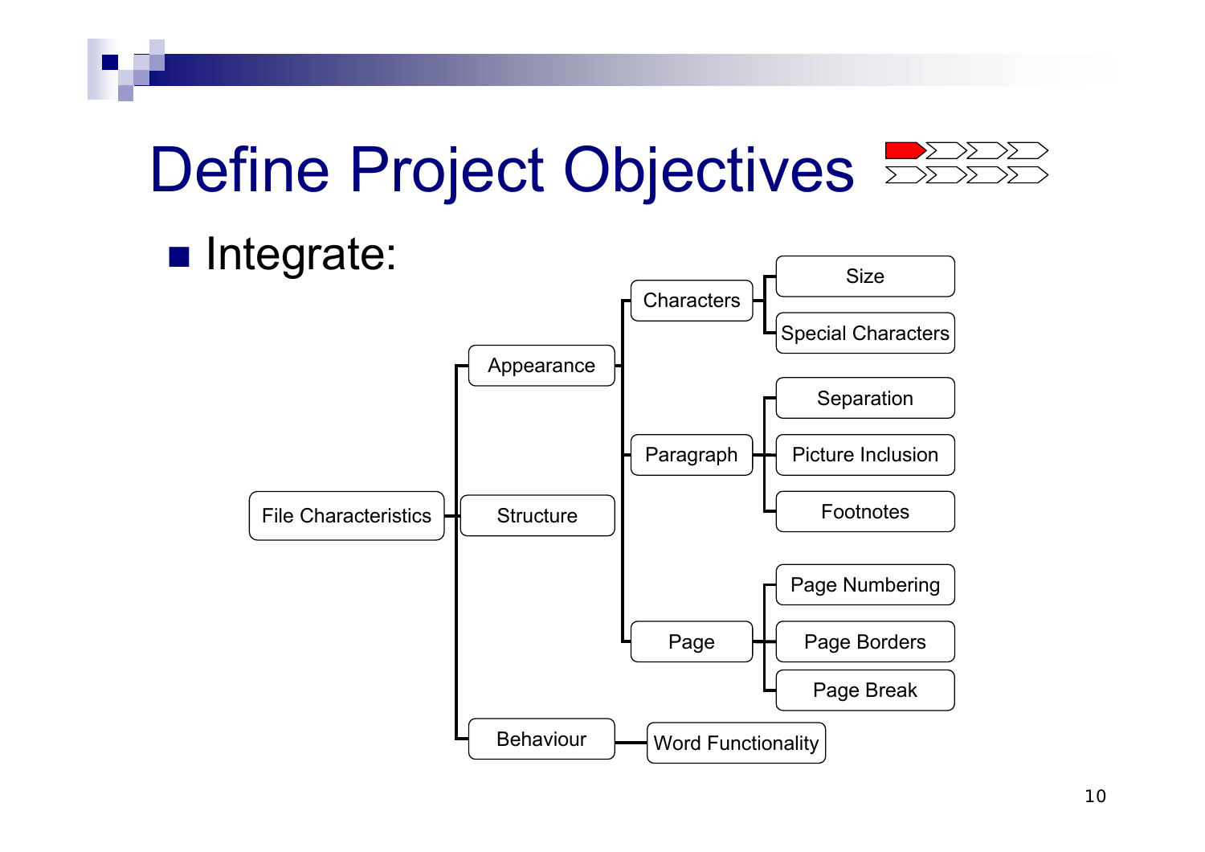# Define Project Objectives

- Integrate:

- File Characteristics
  - Appearance
    - Characters
      - Size
      - Special Characters
    - Paragraph
      - Separation
      - Picture Inclusion
      - Footnotes
    - Page
      - Page Numbering
      - Page Borders
      - Page Break
  - Structure
  - Behaviour
    - Word Functionality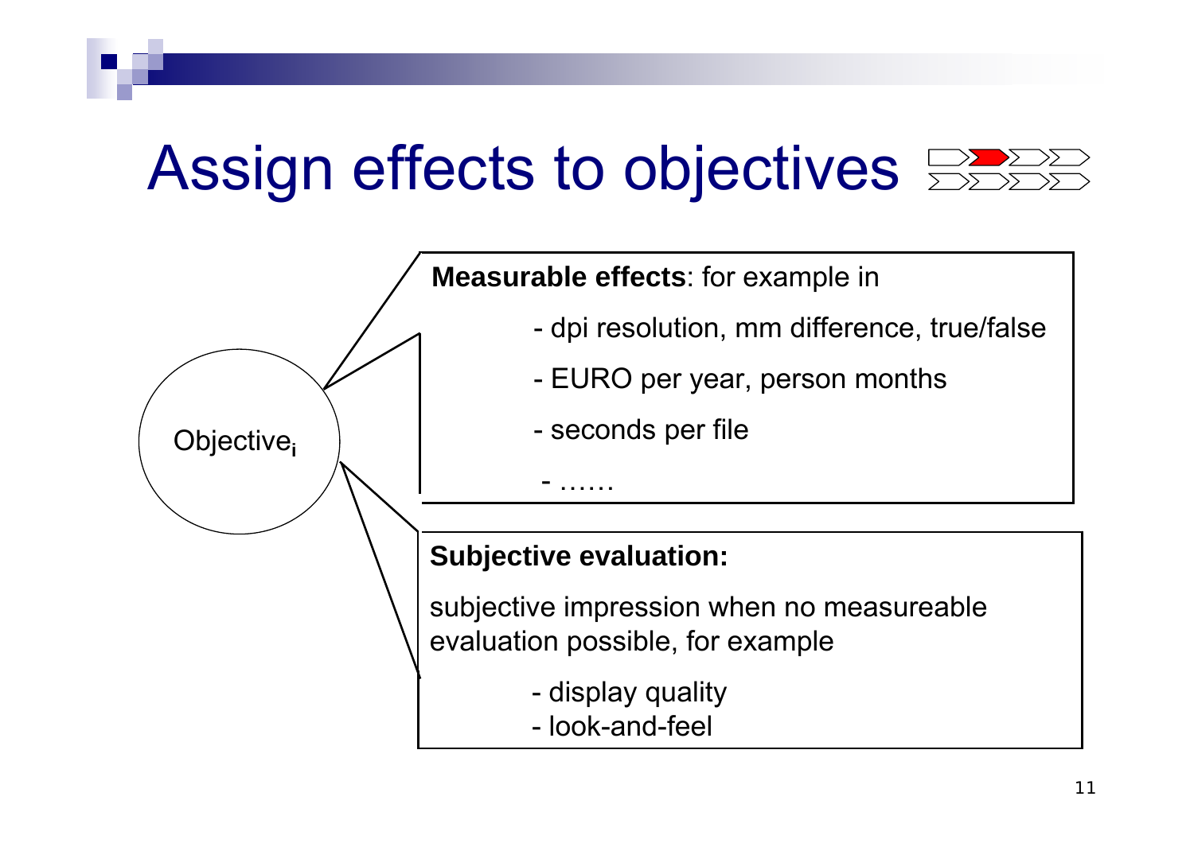# Assign effects to objectives

Objective$_i$

**Measurable effects**: for example in

- dpi resolution, mm difference, true/false
- EURO per year, person months
- seconds per file
- ……

**Subjective evaluation:**

subjective impression when no measureable evaluation possible, for example

- display quality
- look-and-feel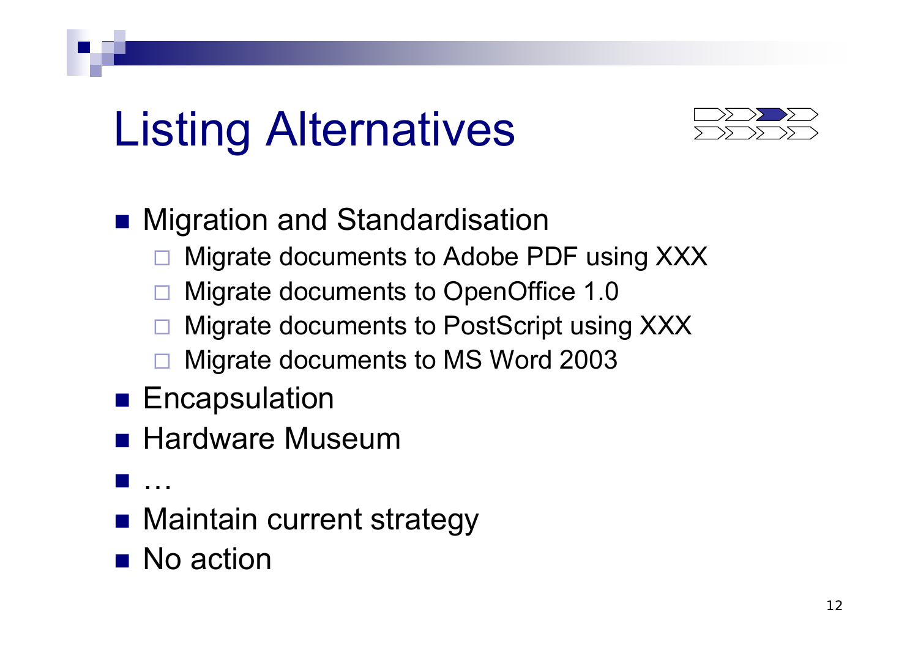# Listing Alternatives

- Migration and Standardisation
  - Migrate documents to Adobe PDF using XXX
  - Migrate documents to OpenOffice 1.0
  - Migrate documents to PostScript using XXX
  - Migrate documents to MS Word 2003
- Encapsulation
- Hardware Museum
- …
- Maintain current strategy
- No action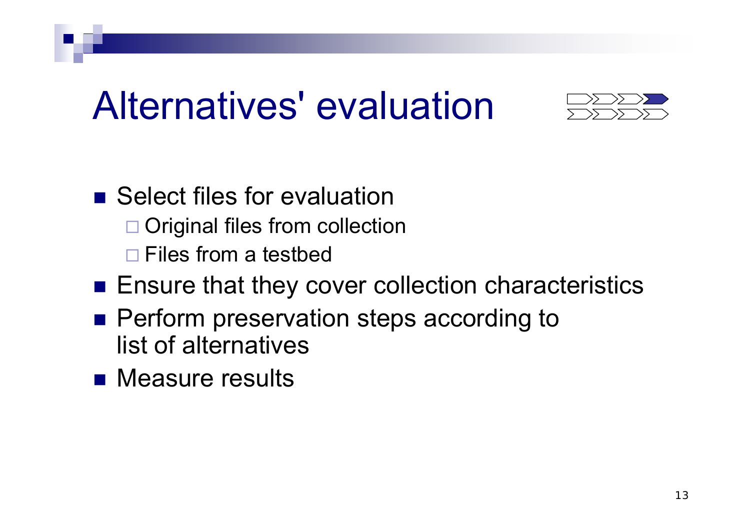# Alternatives' evaluation

- Select files for evaluation
  - Original files from collection
  - Files from a testbed
- Ensure that they cover collection characteristics
- Perform preservation steps according to list of alternatives
- Measure results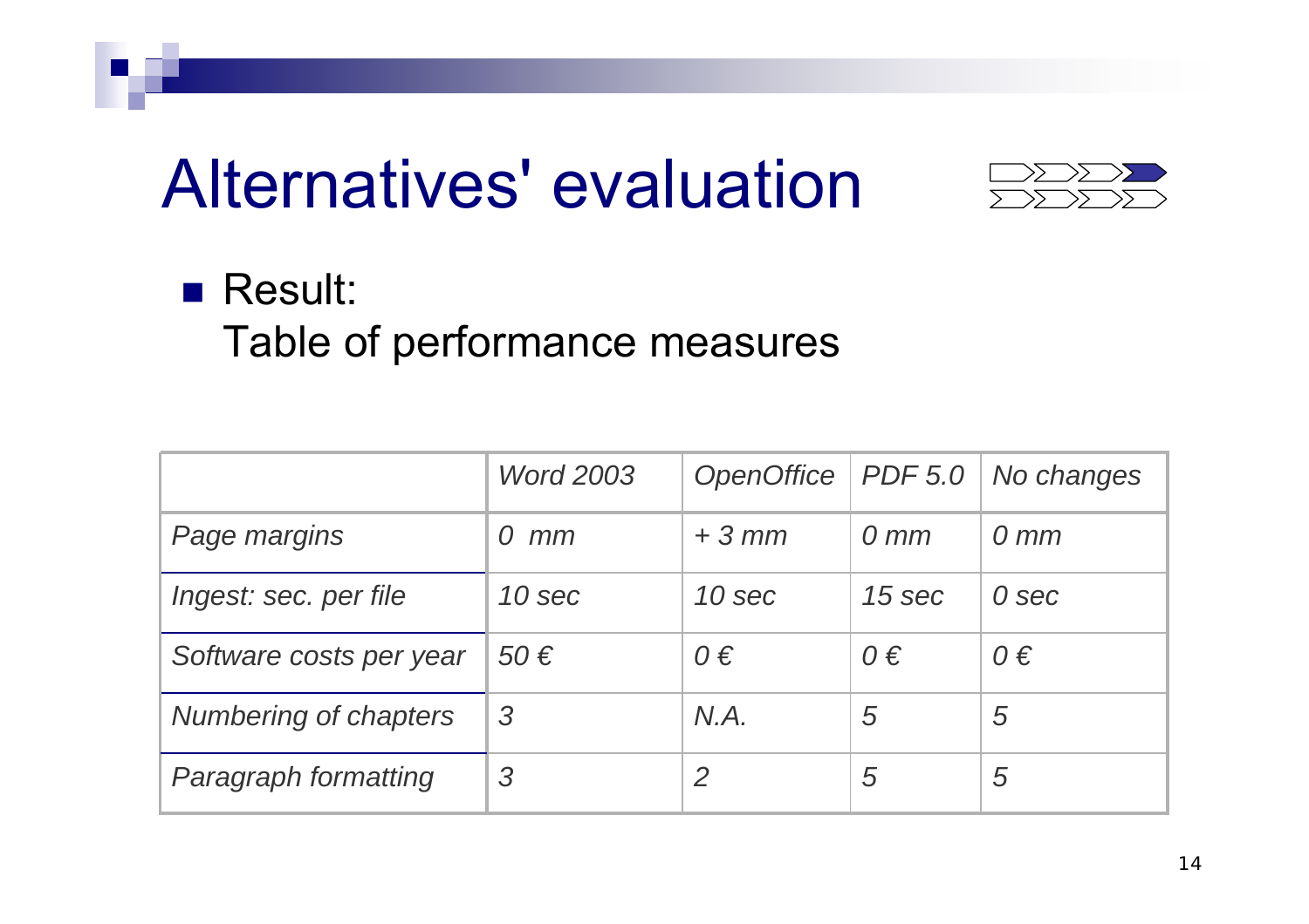# Alternatives' evaluation

- Result:
  Table of performance measures

| | *Word 2003* | *OpenOffice* | *PDF 5.0* | *No changes* |
|---|---|---|---|---|
| *Page margins* | *0  mm* | *+ 3 mm* | *0 mm* | *0 mm* |
| *Ingest: sec. per file* | *10 sec* | *10 sec* | *15 sec* | *0 sec* |
| *Software costs per year* | *50 €* | *0 €* | *0 €* | *0 €* |
| *Numbering of chapters* | *3* | *N.A.* | *5* | *5* |
| *Paragraph formatting* | *3* | *2* | *5* | *5* |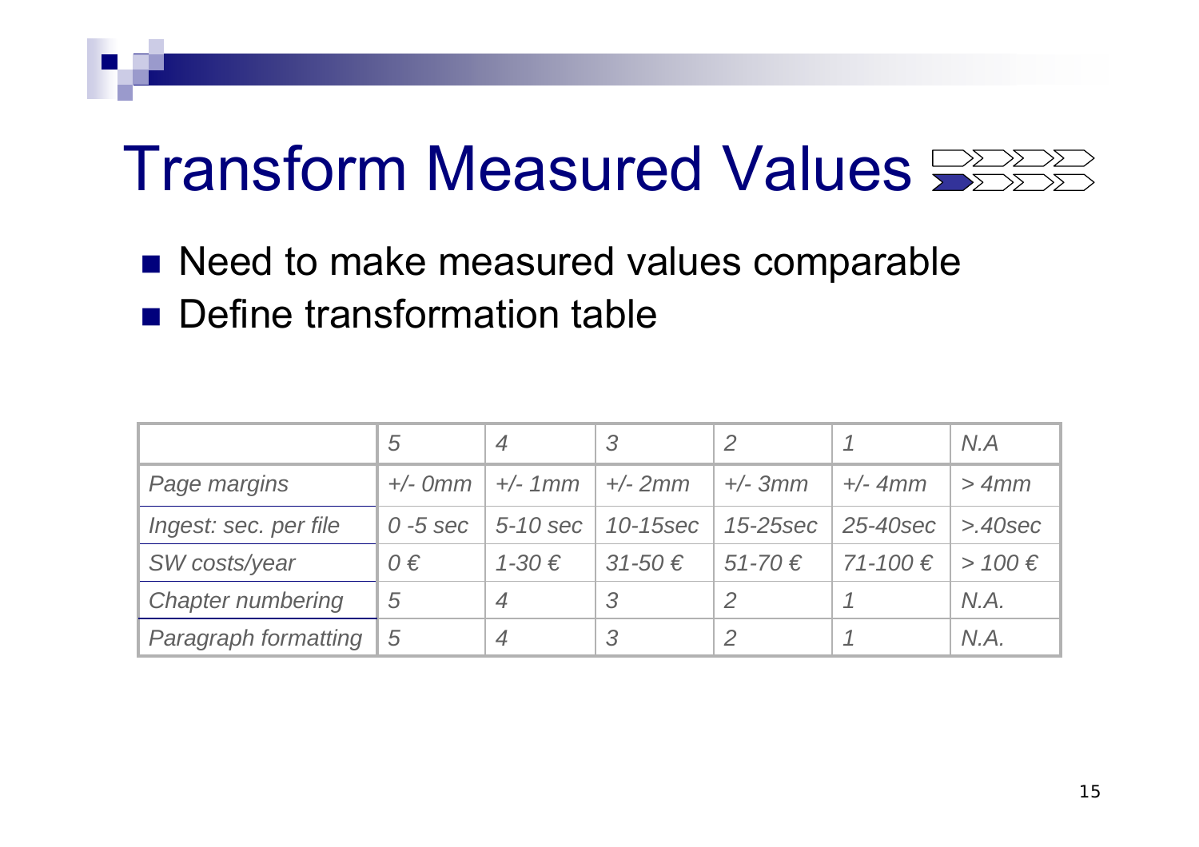# Transform Measured Values

- Need to make measured values comparable
- Define transformation table

| | *5* | *4* | *3* | *2* | *1* | *N.A* |
|---|---|---|---|---|---|---|
| *Page margins* | *+/- 0mm* | *+/- 1mm* | *+/- 2mm* | *+/- 3mm* | *+/- 4mm* | *> 4mm* |
| *Ingest: sec. per file* | *0 -5 sec* | *5-10 sec* | *10-15sec* | *15-25sec* | *25-40sec* | *>.40sec* |
| *SW costs/year* | *0 €* | *1-30 €* | *31-50 €* | *51-70 €* | *71-100 €* | *> 100 €* |
| *Chapter numbering* | *5* | *4* | *3* | *2* | *1* | *N.A.* |
| *Paragraph formatting* | *5* | *4* | *3* | *2* | *1* | *N.A.* |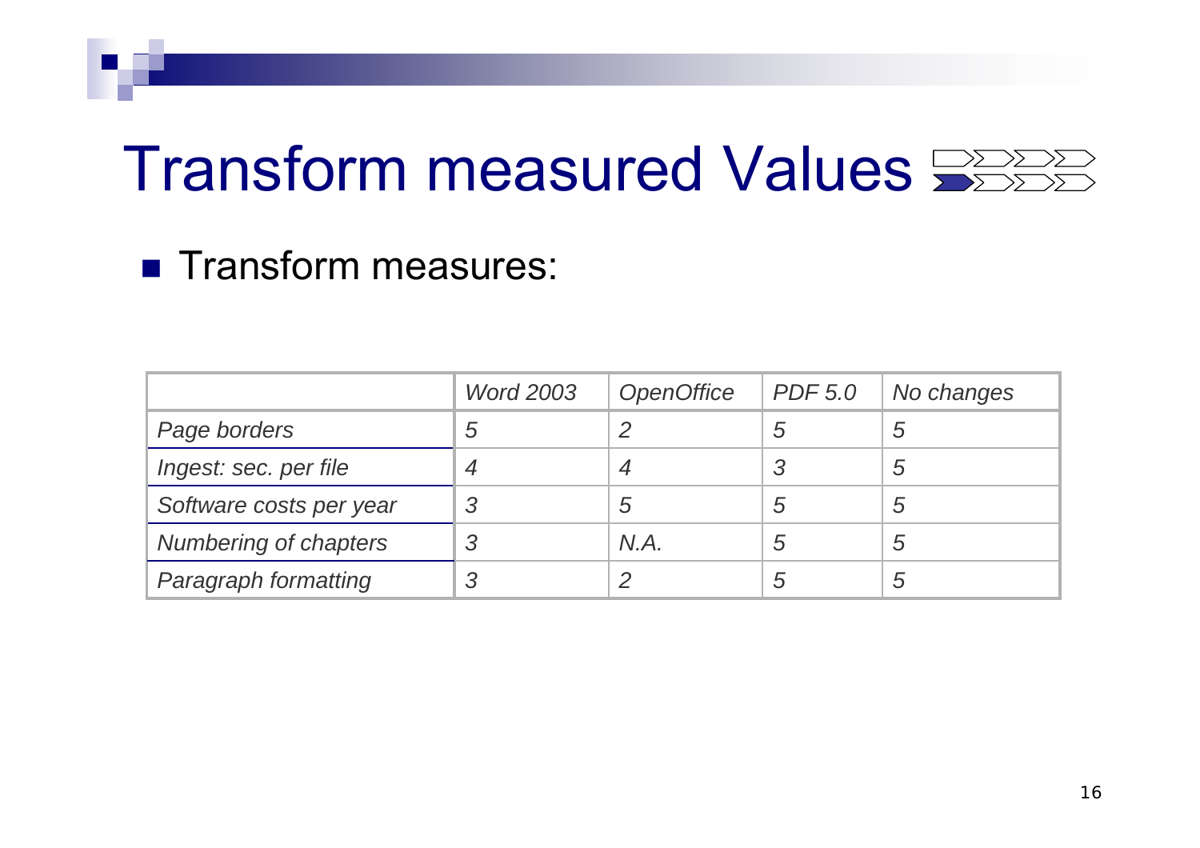# Transform measured Values

- Transform measures:

| | *Word 2003* | *OpenOffice* | *PDF 5.0* | *No changes* |
|---|---|---|---|---|
| *Page borders* | *5* | *2* | *5* | *5* |
| *Ingest: sec. per file* | *4* | *4* | *3* | *5* |
| *Software costs per year* | *3* | *5* | *5* | *5* |
| *Numbering of chapters* | *3* | *N.A.* | *5* | *5* |
| *Paragraph formatting* | *3* | *2* | *5* | *5* |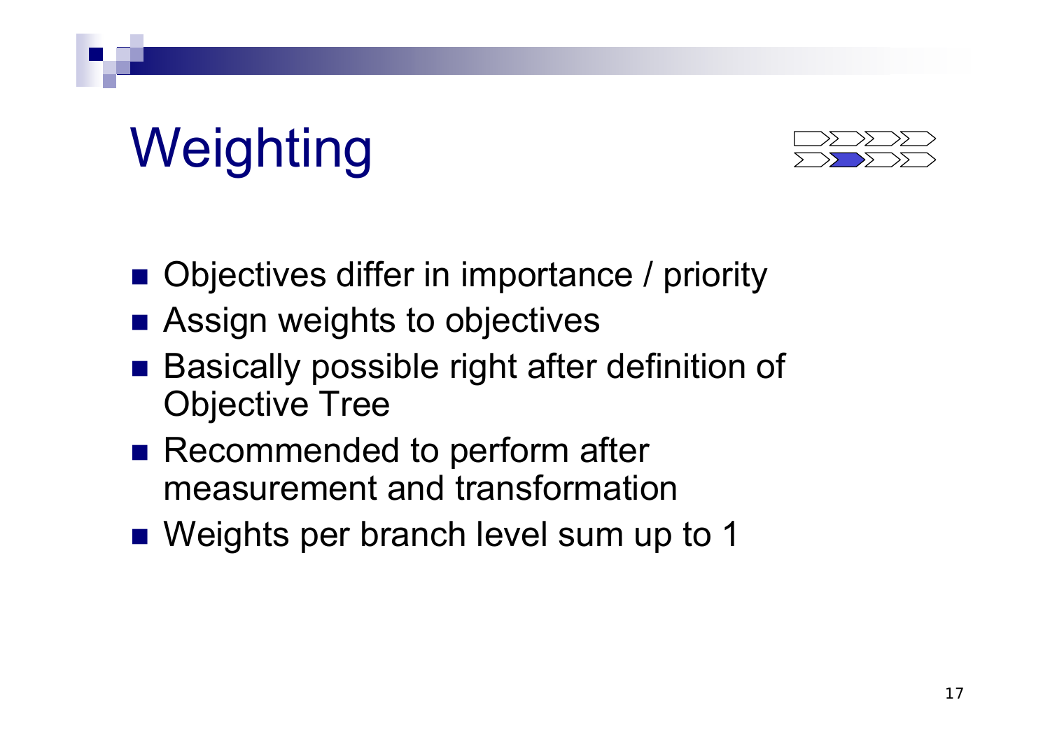# Weighting

- Objectives differ in importance / priority
- Assign weights to objectives
- Basically possible right after definition of Objective Tree
- Recommended to perform after measurement and transformation
- Weights per branch level sum up to 1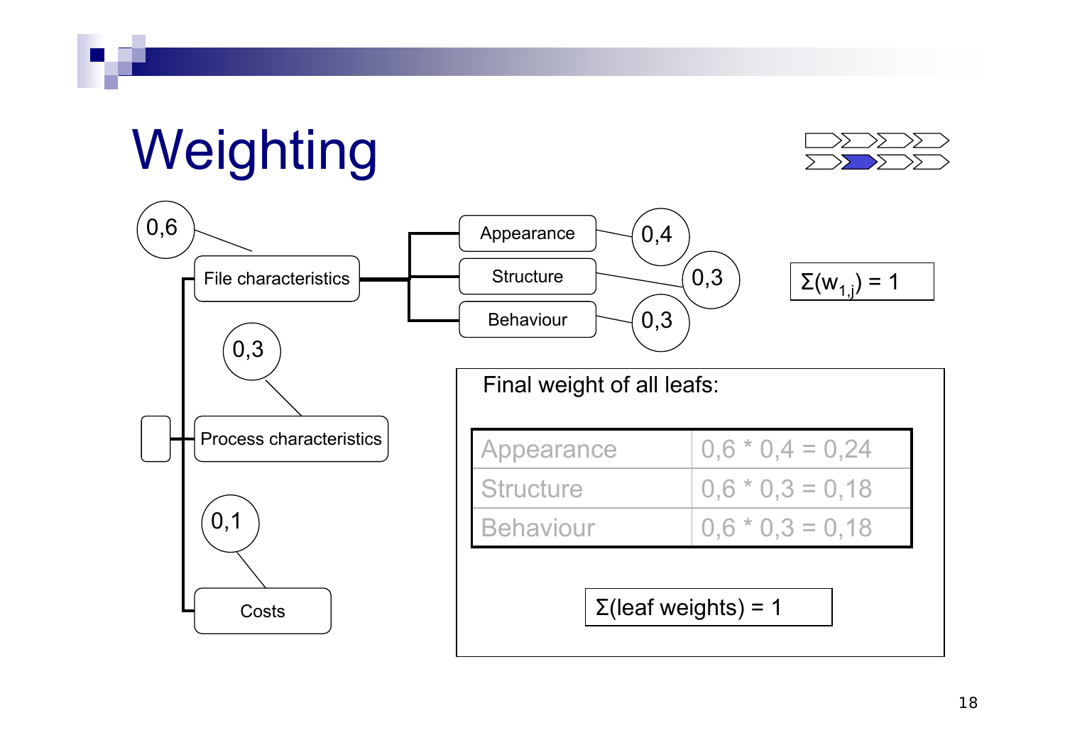# Weighting

- File characteristics (0,6)
  - Appearance (0,4)
  - Structure (0,3)
  - Behaviour (0,3)
- Process characteristics (0,3)
- Costs (0,1)

$\Sigma(w_{1,j}) = 1$

Final weight of all leafs:

| Appearance | 0,6 * 0,4 = 0,24 |
|---|---|
| Structure | 0,6 * 0,3 = 0,18 |
| Behaviour | 0,6 * 0,3 = 0,18 |

$\Sigma(\text{leaf weights}) = 1$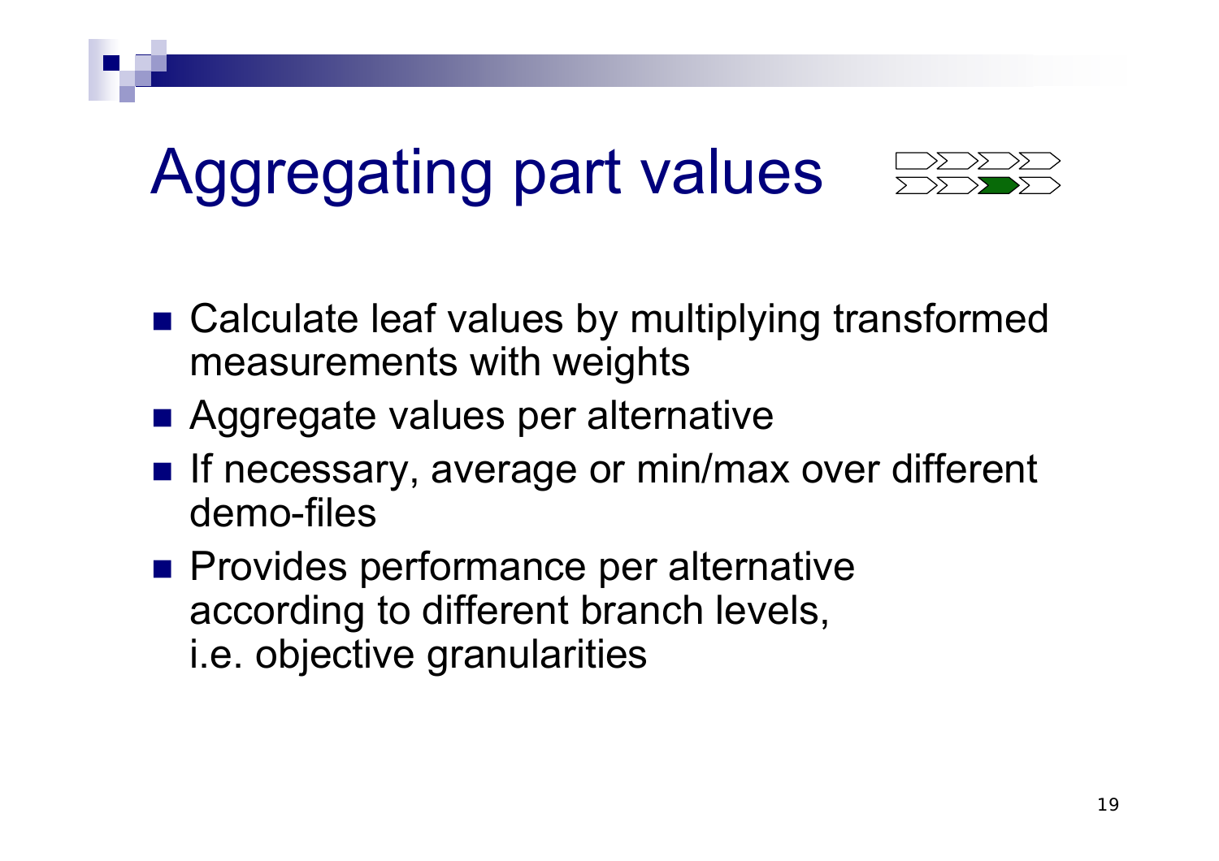# Aggregating part values

- Calculate leaf values by multiplying transformed measurements with weights
- Aggregate values per alternative
- If necessary, average or min/max over different demo-files
- Provides performance per alternative according to different branch levels, i.e. objective granularities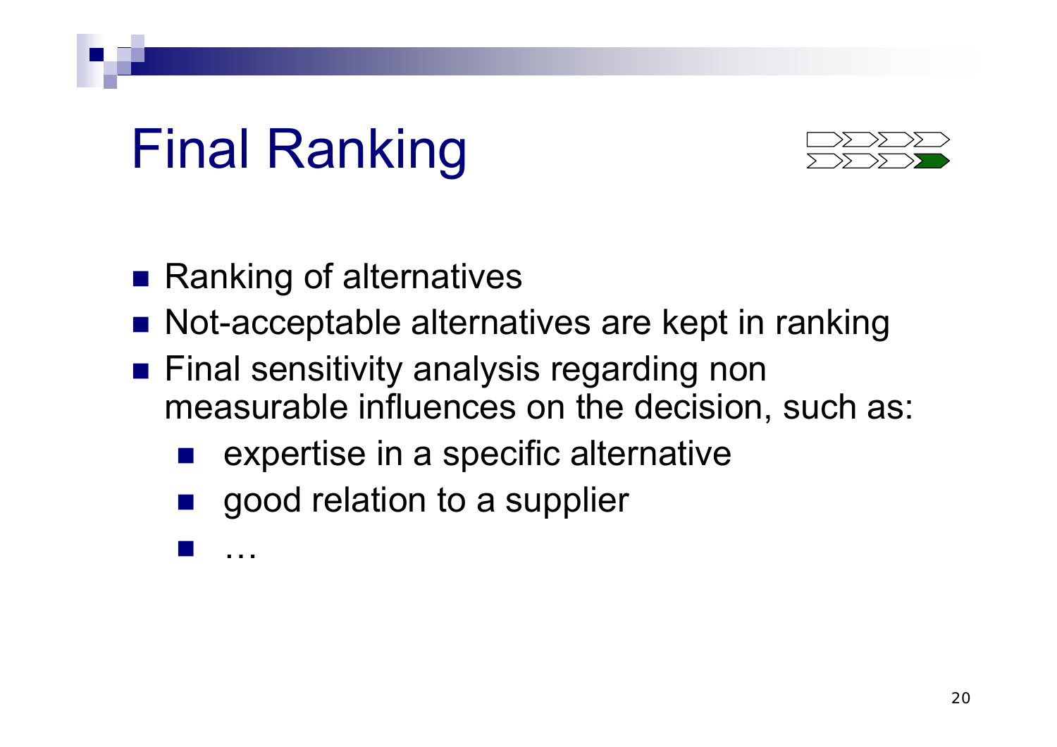# Final Ranking

- Ranking of alternatives
- Not-acceptable alternatives are kept in ranking
- Final sensitivity analysis regarding non measurable influences on the decision, such as:
  - expertise in a specific alternative
  - good relation to a supplier
  - …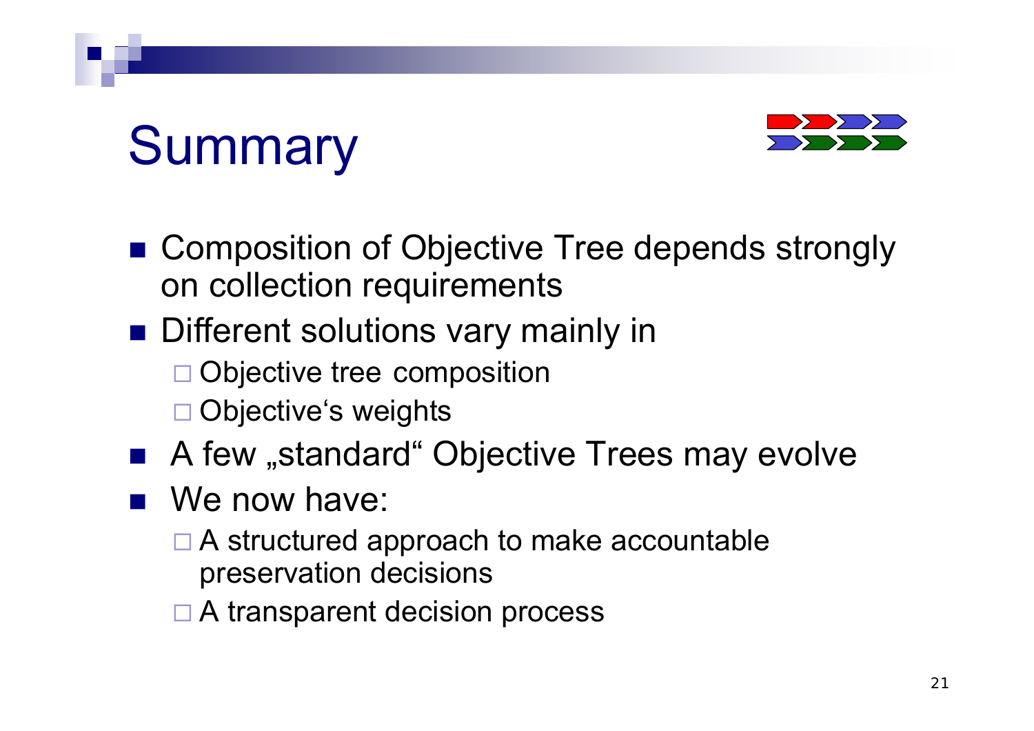# Summary

- Composition of Objective Tree depends strongly on collection requirements
- Different solutions vary mainly in
  - Objective tree composition
  - Objective's weights
- A few „standard" Objective Trees may evolve
- We now have:
  - A structured approach to make accountable preservation decisions
  - A transparent decision process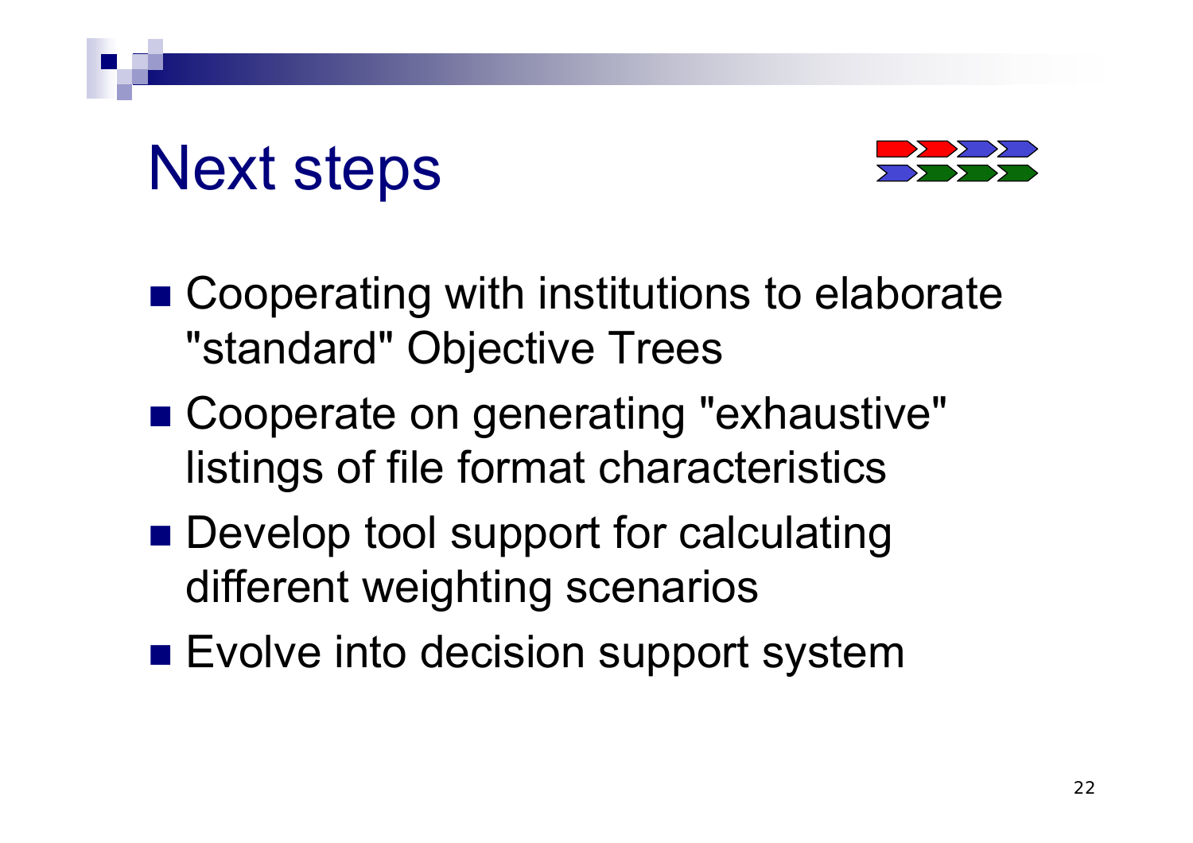# Next steps

- Cooperating with institutions to elaborate "standard" Objective Trees
- Cooperate on generating "exhaustive" listings of file format characteristics
- Develop tool support for calculating different weighting scenarios
- Evolve into decision support system